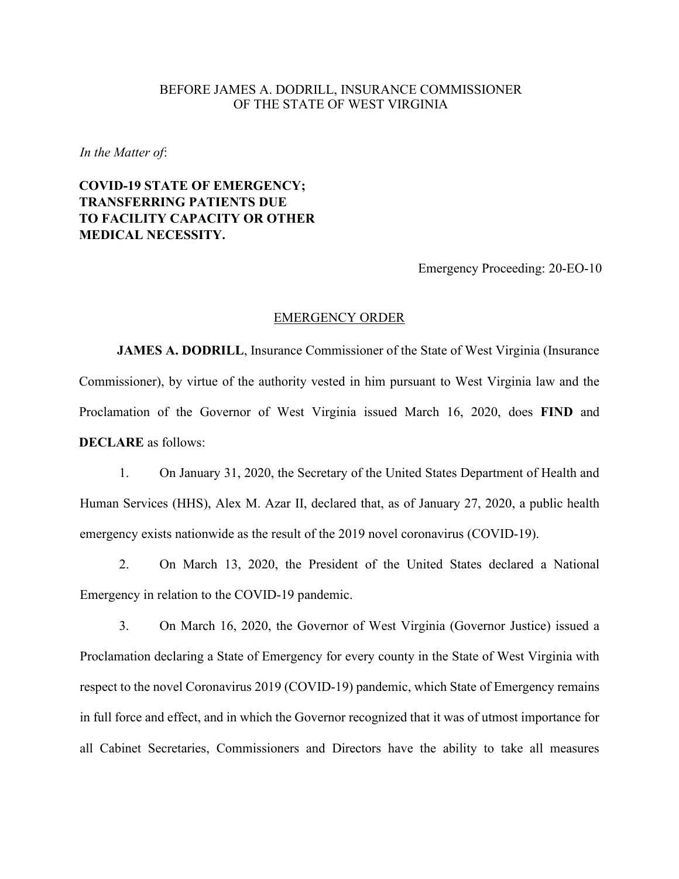BEFORE JAMES A. DODRILL, INSURANCE COMMISSIONER
OF THE STATE OF WEST VIRGINIA

*In the Matter of*:

**COVID-19 STATE OF EMERGENCY;
TRANSFERRING PATIENTS DUE
TO FACILITY CAPACITY OR OTHER
MEDICAL NECESSITY.**

Emergency Proceeding: 20-EO-10

## EMERGENCY ORDER

**JAMES A. DODRILL**, Insurance Commissioner of the State of West Virginia (Insurance Commissioner), by virtue of the authority vested in him pursuant to West Virginia law and the Proclamation of the Governor of West Virginia issued March 16, 2020, does **FIND** and **DECLARE** as follows:

1. On January 31, 2020, the Secretary of the United States Department of Health and Human Services (HHS), Alex M. Azar II, declared that, as of January 27, 2020, a public health emergency exists nationwide as the result of the 2019 novel coronavirus (COVID-19).

2. On March 13, 2020, the President of the United States declared a National Emergency in relation to the COVID-19 pandemic.

3. On March 16, 2020, the Governor of West Virginia (Governor Justice) issued a Proclamation declaring a State of Emergency for every county in the State of West Virginia with respect to the novel Coronavirus 2019 (COVID-19) pandemic, which State of Emergency remains in full force and effect, and in which the Governor recognized that it was of utmost importance for all Cabinet Secretaries, Commissioners and Directors have the ability to take all measures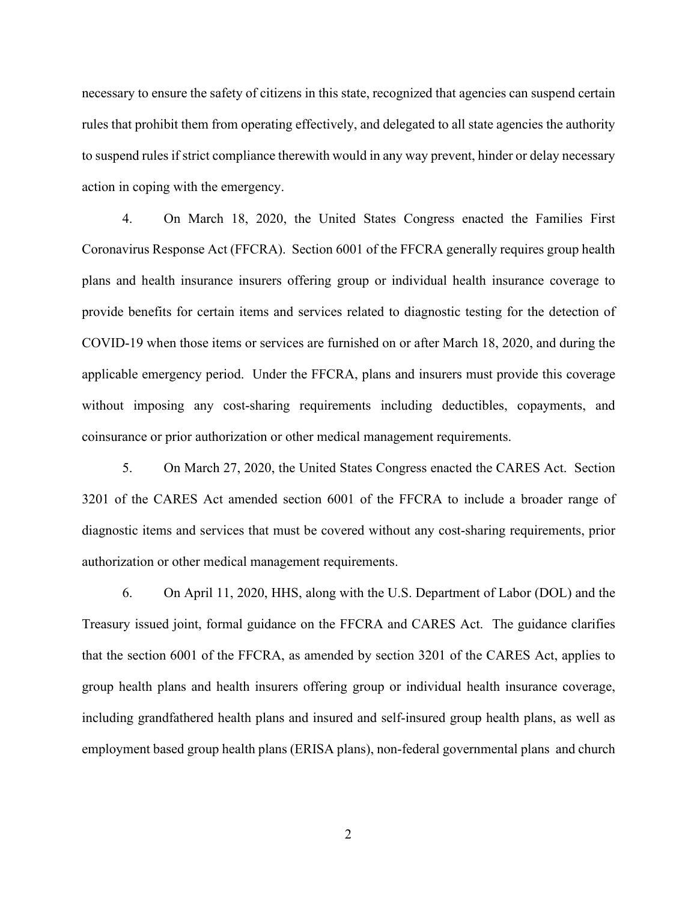necessary to ensure the safety of citizens in this state, recognized that agencies can suspend certain rules that prohibit them from operating effectively, and delegated to all state agencies the authority to suspend rules if strict compliance therewith would in any way prevent, hinder or delay necessary action in coping with the emergency.

4. On March 18, 2020, the United States Congress enacted the Families First Coronavirus Response Act (FFCRA). Section 6001 of the FFCRA generally requires group health plans and health insurance insurers offering group or individual health insurance coverage to provide benefits for certain items and services related to diagnostic testing for the detection of COVID-19 when those items or services are furnished on or after March 18, 2020, and during the applicable emergency period. Under the FFCRA, plans and insurers must provide this coverage without imposing any cost-sharing requirements including deductibles, copayments, and coinsurance or prior authorization or other medical management requirements.

5. On March 27, 2020, the United States Congress enacted the CARES Act. Section 3201 of the CARES Act amended section 6001 of the FFCRA to include a broader range of diagnostic items and services that must be covered without any cost-sharing requirements, prior authorization or other medical management requirements.

6. On April 11, 2020, HHS, along with the U.S. Department of Labor (DOL) and the Treasury issued joint, formal guidance on the FFCRA and CARES Act. The guidance clarifies that the section 6001 of the FFCRA, as amended by section 3201 of the CARES Act, applies to group health plans and health insurers offering group or individual health insurance coverage, including grandfathered health plans and insured and self-insured group health plans, as well as employment based group health plans (ERISA plans), non-federal governmental plans and church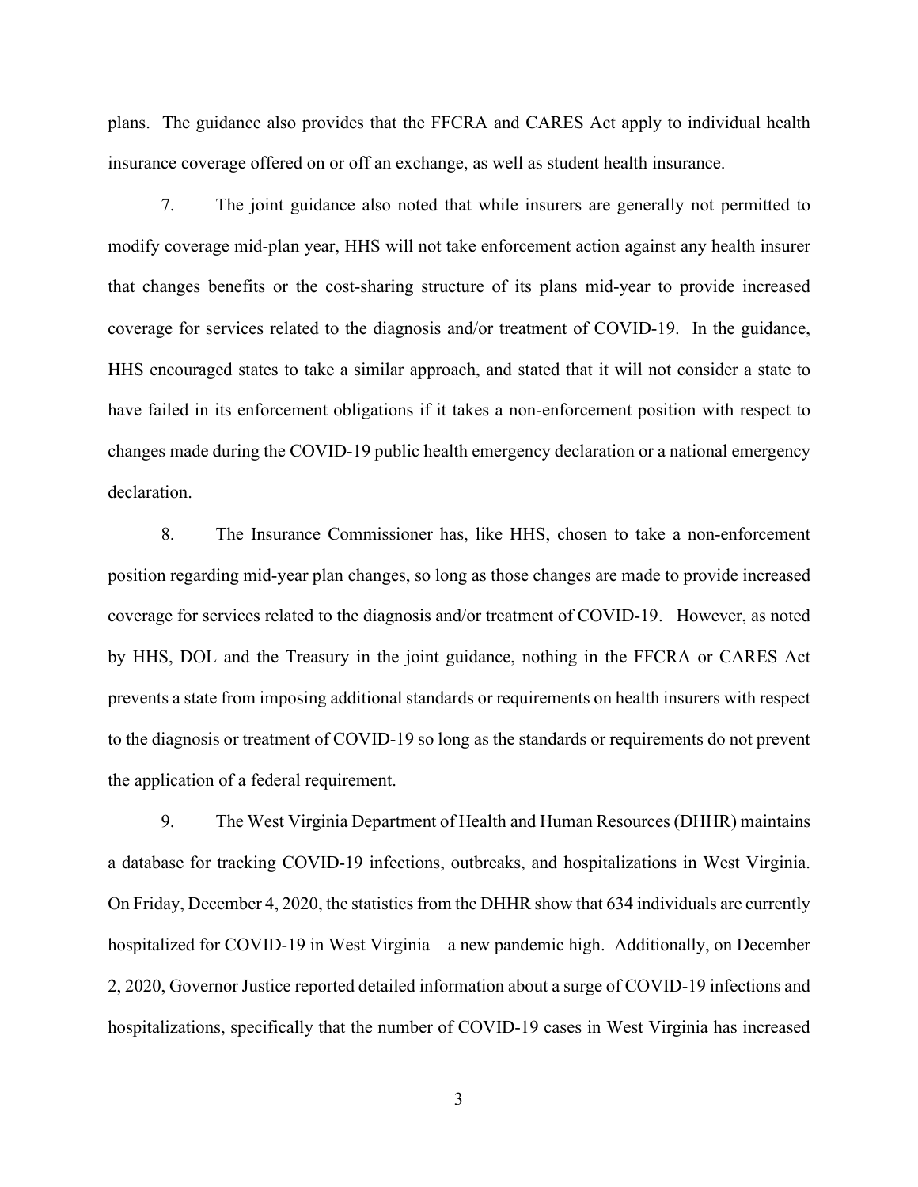plans. The guidance also provides that the FFCRA and CARES Act apply to individual health insurance coverage offered on or off an exchange, as well as student health insurance.

7. The joint guidance also noted that while insurers are generally not permitted to modify coverage mid-plan year, HHS will not take enforcement action against any health insurer that changes benefits or the cost-sharing structure of its plans mid-year to provide increased coverage for services related to the diagnosis and/or treatment of COVID-19. In the guidance, HHS encouraged states to take a similar approach, and stated that it will not consider a state to have failed in its enforcement obligations if it takes a non-enforcement position with respect to changes made during the COVID-19 public health emergency declaration or a national emergency declaration.

8. The Insurance Commissioner has, like HHS, chosen to take a non-enforcement position regarding mid-year plan changes, so long as those changes are made to provide increased coverage for services related to the diagnosis and/or treatment of COVID-19. However, as noted by HHS, DOL and the Treasury in the joint guidance, nothing in the FFCRA or CARES Act prevents a state from imposing additional standards or requirements on health insurers with respect to the diagnosis or treatment of COVID-19 so long as the standards or requirements do not prevent the application of a federal requirement.

9. The West Virginia Department of Health and Human Resources (DHHR) maintains a database for tracking COVID-19 infections, outbreaks, and hospitalizations in West Virginia. On Friday, December 4, 2020, the statistics from the DHHR show that 634 individuals are currently hospitalized for COVID-19 in West Virginia – a new pandemic high. Additionally, on December 2, 2020, Governor Justice reported detailed information about a surge of COVID-19 infections and hospitalizations, specifically that the number of COVID-19 cases in West Virginia has increased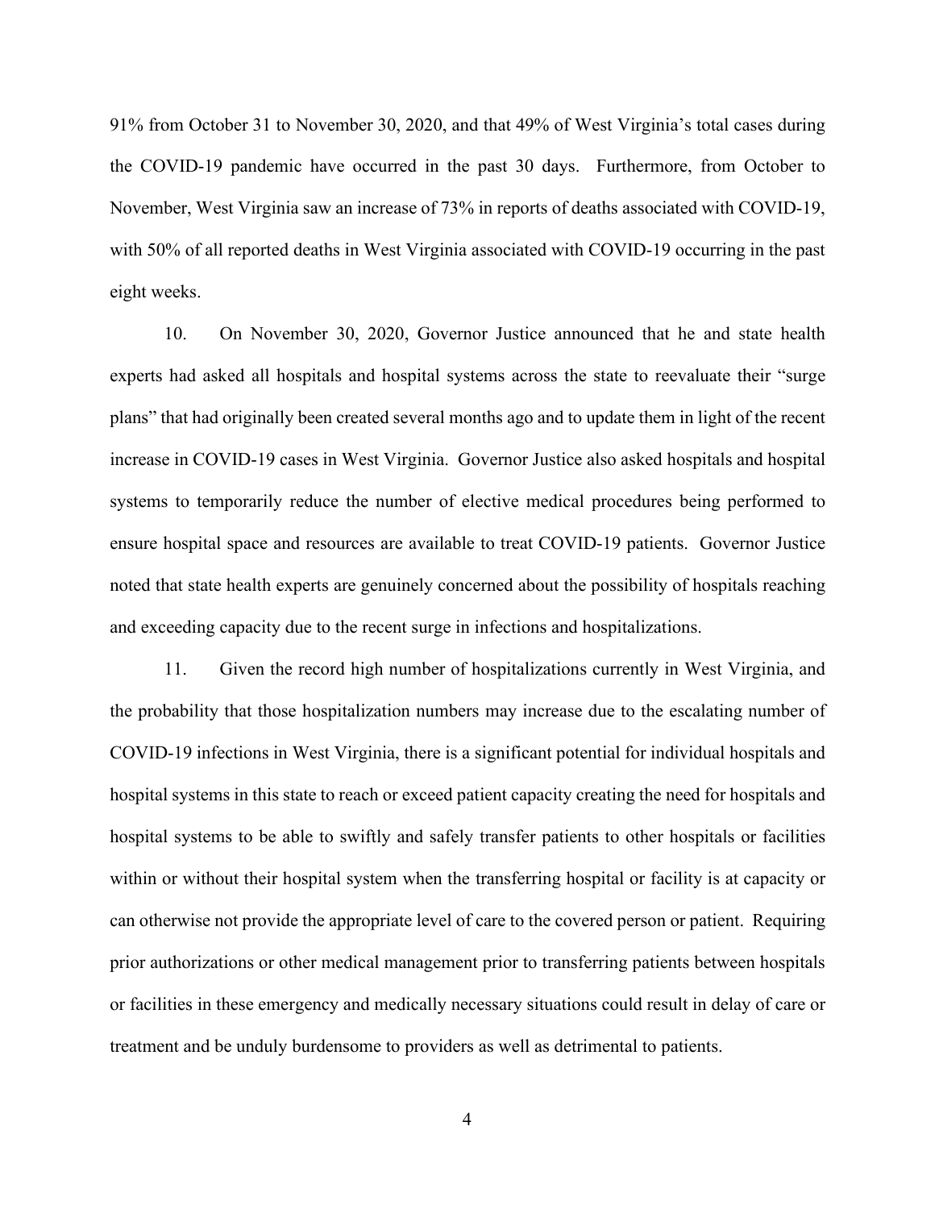91% from October 31 to November 30, 2020, and that 49% of West Virginia's total cases during the COVID-19 pandemic have occurred in the past 30 days. Furthermore, from October to November, West Virginia saw an increase of 73% in reports of deaths associated with COVID-19, with 50% of all reported deaths in West Virginia associated with COVID-19 occurring in the past eight weeks.

10. On November 30, 2020, Governor Justice announced that he and state health experts had asked all hospitals and hospital systems across the state to reevaluate their "surge plans" that had originally been created several months ago and to update them in light of the recent increase in COVID-19 cases in West Virginia. Governor Justice also asked hospitals and hospital systems to temporarily reduce the number of elective medical procedures being performed to ensure hospital space and resources are available to treat COVID-19 patients. Governor Justice noted that state health experts are genuinely concerned about the possibility of hospitals reaching and exceeding capacity due to the recent surge in infections and hospitalizations.

11. Given the record high number of hospitalizations currently in West Virginia, and the probability that those hospitalization numbers may increase due to the escalating number of COVID-19 infections in West Virginia, there is a significant potential for individual hospitals and hospital systems in this state to reach or exceed patient capacity creating the need for hospitals and hospital systems to be able to swiftly and safely transfer patients to other hospitals or facilities within or without their hospital system when the transferring hospital or facility is at capacity or can otherwise not provide the appropriate level of care to the covered person or patient. Requiring prior authorizations or other medical management prior to transferring patients between hospitals or facilities in these emergency and medically necessary situations could result in delay of care or treatment and be unduly burdensome to providers as well as detrimental to patients.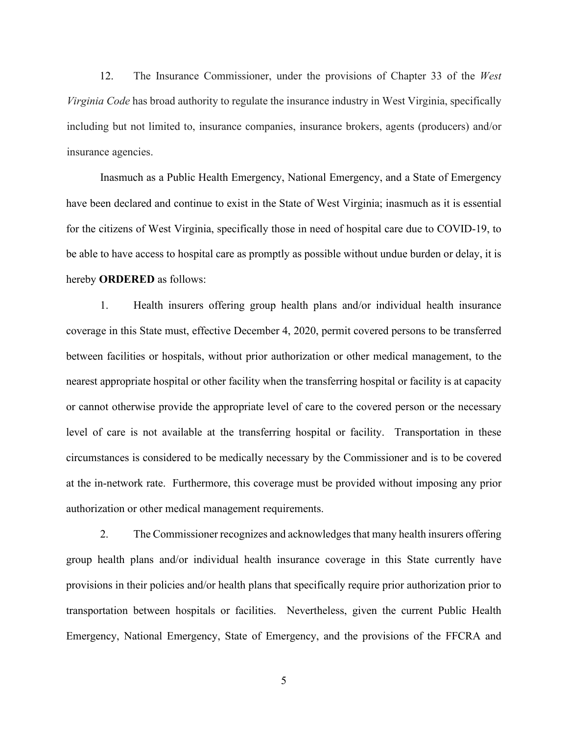12. The Insurance Commissioner, under the provisions of Chapter 33 of the *West Virginia Code* has broad authority to regulate the insurance industry in West Virginia, specifically including but not limited to, insurance companies, insurance brokers, agents (producers) and/or insurance agencies.

Inasmuch as a Public Health Emergency, National Emergency, and a State of Emergency have been declared and continue to exist in the State of West Virginia; inasmuch as it is essential for the citizens of West Virginia, specifically those in need of hospital care due to COVID-19, to be able to have access to hospital care as promptly as possible without undue burden or delay, it is hereby **ORDERED** as follows:

1. Health insurers offering group health plans and/or individual health insurance coverage in this State must, effective December 4, 2020, permit covered persons to be transferred between facilities or hospitals, without prior authorization or other medical management, to the nearest appropriate hospital or other facility when the transferring hospital or facility is at capacity or cannot otherwise provide the appropriate level of care to the covered person or the necessary level of care is not available at the transferring hospital or facility. Transportation in these circumstances is considered to be medically necessary by the Commissioner and is to be covered at the in-network rate. Furthermore, this coverage must be provided without imposing any prior authorization or other medical management requirements.

2. The Commissioner recognizes and acknowledges that many health insurers offering group health plans and/or individual health insurance coverage in this State currently have provisions in their policies and/or health plans that specifically require prior authorization prior to transportation between hospitals or facilities. Nevertheless, given the current Public Health Emergency, National Emergency, State of Emergency, and the provisions of the FFCRA and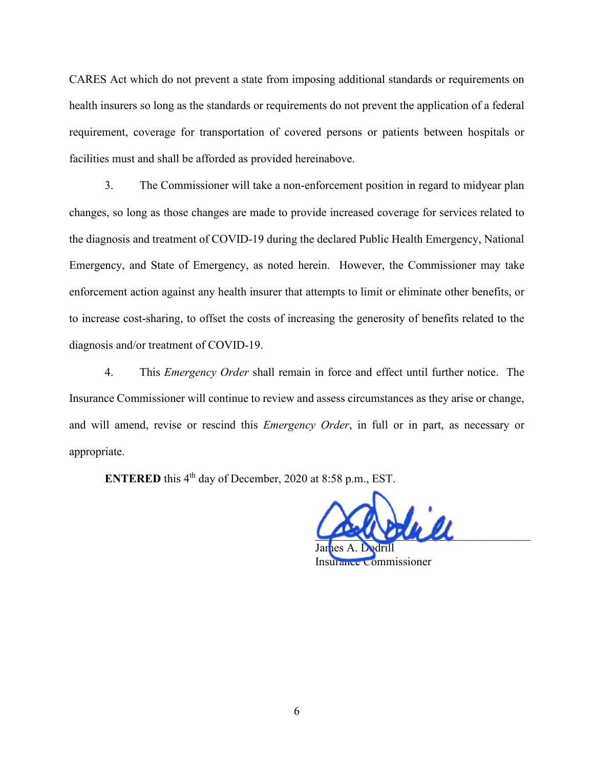CARES Act which do not prevent a state from imposing additional standards or requirements on health insurers so long as the standards or requirements do not prevent the application of a federal requirement, coverage for transportation of covered persons or patients between hospitals or facilities must and shall be afforded as provided hereinabove.

3. The Commissioner will take a non-enforcement position in regard to midyear plan changes, so long as those changes are made to provide increased coverage for services related to the diagnosis and treatment of COVID-19 during the declared Public Health Emergency, National Emergency, and State of Emergency, as noted herein. However, the Commissioner may take enforcement action against any health insurer that attempts to limit or eliminate other benefits, or to increase cost-sharing, to offset the costs of increasing the generosity of benefits related to the diagnosis and/or treatment of COVID-19.

4. This *Emergency Order* shall remain in force and effect until further notice. The Insurance Commissioner will continue to review and assess circumstances as they arise or change, and will amend, revise or rescind this *Emergency Order*, in full or in part, as necessary or appropriate.

**ENTERED** this 4th day of December, 2020 at 8:58 p.m., EST.

James A. Dodrill
Insurance Commissioner